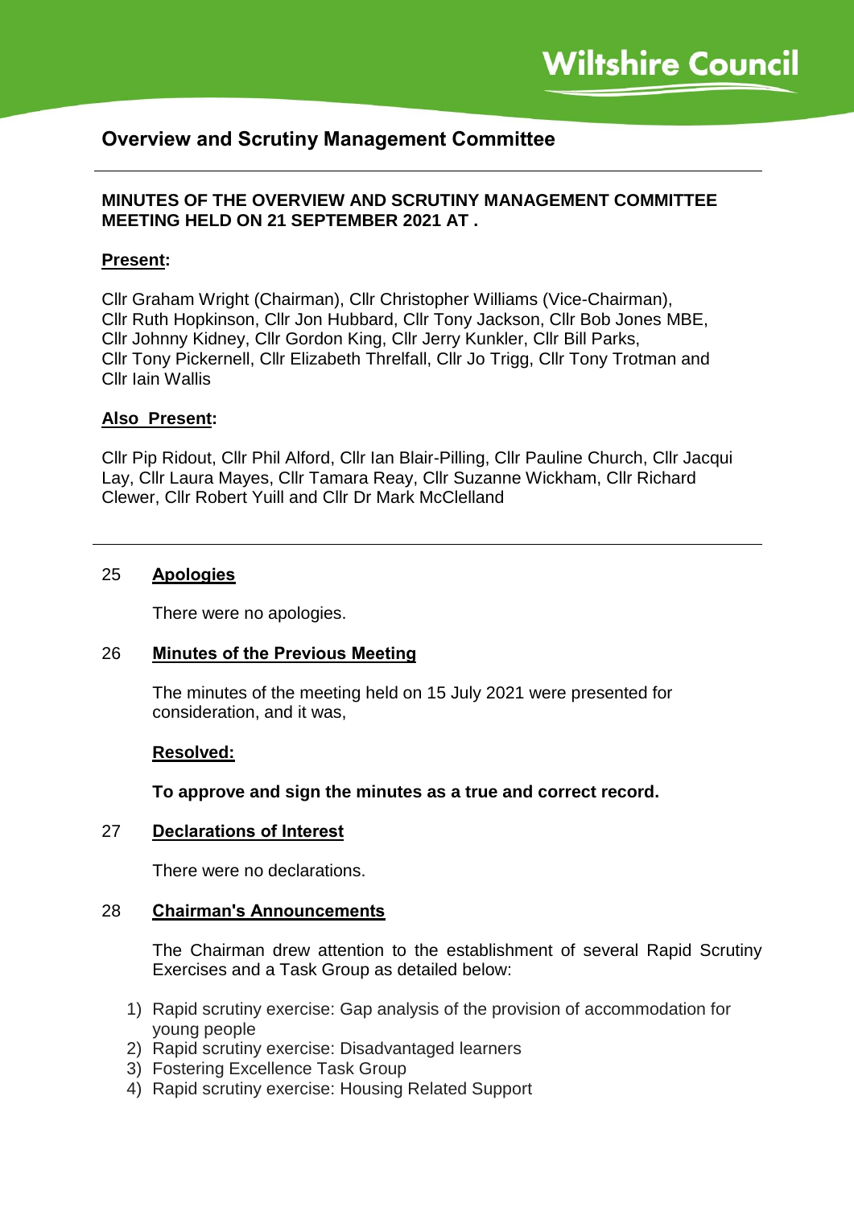Wiltshire Council

# Overview and Scrutiny Management Committee

**MINUTES OF THE OVERVIEW AND SCRUTINY MANAGEMENT COMMITTEE MEETING HELD ON 21 SEPTEMBER 2021 AT .**

**Present:**

Cllr Graham Wright (Chairman), Cllr Christopher Williams (Vice-Chairman), Cllr Ruth Hopkinson, Cllr Jon Hubbard, Cllr Tony Jackson, Cllr Bob Jones MBE, Cllr Johnny Kidney, Cllr Gordon King, Cllr Jerry Kunkler, Cllr Bill Parks, Cllr Tony Pickernell, Cllr Elizabeth Threlfall, Cllr Jo Trigg, Cllr Tony Trotman and Cllr Iain Wallis

**Also Present:**

Cllr Pip Ridout, Cllr Phil Alford, Cllr Ian Blair-Pilling, Cllr Pauline Church, Cllr Jacqui Lay, Cllr Laura Mayes, Cllr Tamara Reay, Cllr Suzanne Wickham, Cllr Richard Clewer, Cllr Robert Yuill and Cllr Dr Mark McClelland

---

## 25 Apologies

There were no apologies.

## 26 Minutes of the Previous Meeting

The minutes of the meeting held on 15 July 2021 were presented for consideration, and it was,

**Resolved:**

**To approve and sign the minutes as a true and correct record.**

## 27 Declarations of Interest

There were no declarations.

## 28 Chairman's Announcements

The Chairman drew attention to the establishment of several Rapid Scrutiny Exercises and a Task Group as detailed below:

1) Rapid scrutiny exercise: Gap analysis of the provision of accommodation for young people
2) Rapid scrutiny exercise: Disadvantaged learners
3) Fostering Excellence Task Group
4) Rapid scrutiny exercise: Housing Related Support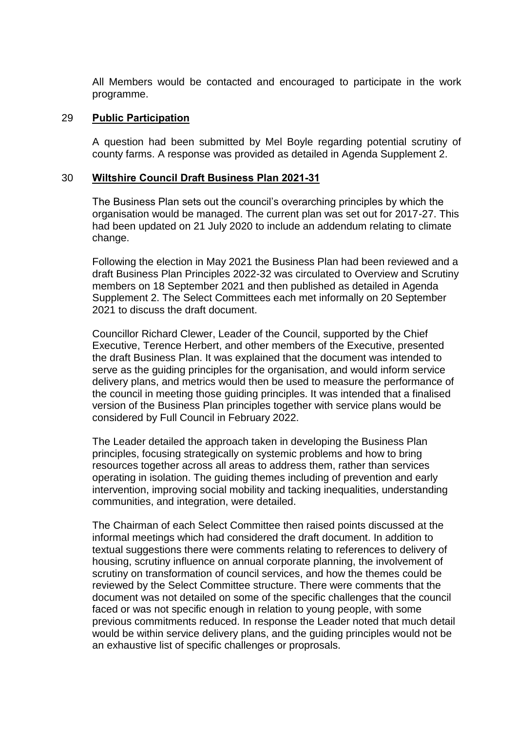All Members would be contacted and encouraged to participate in the work programme.

## 29 **Public Participation**

A question had been submitted by Mel Boyle regarding potential scrutiny of county farms. A response was provided as detailed in Agenda Supplement 2.

## 30 **Wiltshire Council Draft Business Plan 2021-31**

The Business Plan sets out the council's overarching principles by which the organisation would be managed. The current plan was set out for 2017-27. This had been updated on 21 July 2020 to include an addendum relating to climate change.

Following the election in May 2021 the Business Plan had been reviewed and a draft Business Plan Principles 2022-32 was circulated to Overview and Scrutiny members on 18 September 2021 and then published as detailed in Agenda Supplement 2. The Select Committees each met informally on 20 September 2021 to discuss the draft document.

Councillor Richard Clewer, Leader of the Council, supported by the Chief Executive, Terence Herbert, and other members of the Executive, presented the draft Business Plan. It was explained that the document was intended to serve as the guiding principles for the organisation, and would inform service delivery plans, and metrics would then be used to measure the performance of the council in meeting those guiding principles. It was intended that a finalised version of the Business Plan principles together with service plans would be considered by Full Council in February 2022.

The Leader detailed the approach taken in developing the Business Plan principles, focusing strategically on systemic problems and how to bring resources together across all areas to address them, rather than services operating in isolation. The guiding themes including of prevention and early intervention, improving social mobility and tacking inequalities, understanding communities, and integration, were detailed.

The Chairman of each Select Committee then raised points discussed at the informal meetings which had considered the draft document. In addition to textual suggestions there were comments relating to references to delivery of housing, scrutiny influence on annual corporate planning, the involvement of scrutiny on transformation of council services, and how the themes could be reviewed by the Select Committee structure. There were comments that the document was not detailed on some of the specific challenges that the council faced or was not specific enough in relation to young people, with some previous commitments reduced. In response the Leader noted that much detail would be within service delivery plans, and the guiding principles would not be an exhaustive list of specific challenges or proprosals.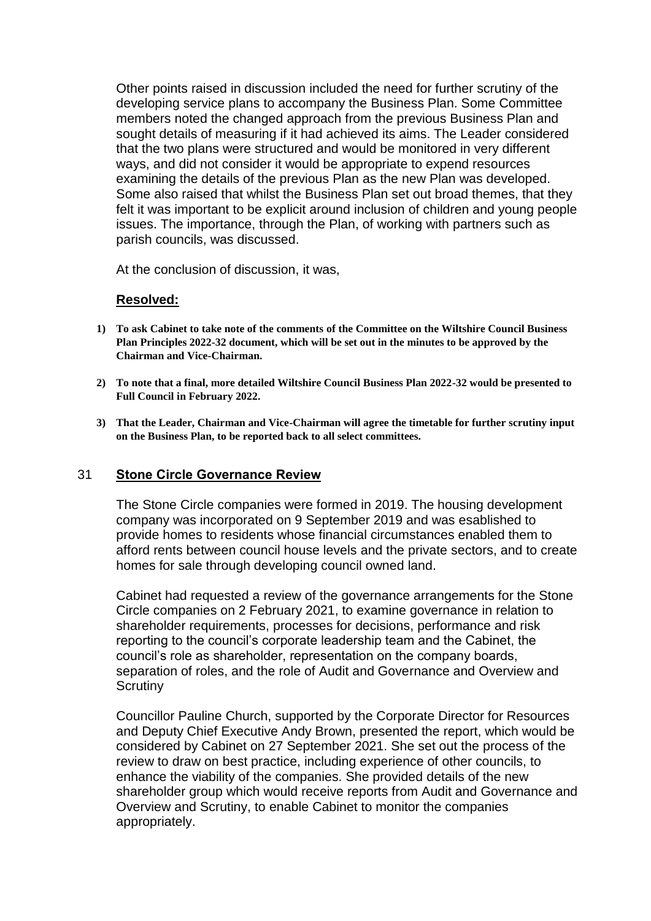Other points raised in discussion included the need for further scrutiny of the developing service plans to accompany the Business Plan. Some Committee members noted the changed approach from the previous Business Plan and sought details of measuring if it had achieved its aims. The Leader considered that the two plans were structured and would be monitored in very different ways, and did not consider it would be appropriate to expend resources examining the details of the previous Plan as the new Plan was developed. Some also raised that whilst the Business Plan set out broad themes, that they felt it was important to be explicit around inclusion of children and young people issues. The importance, through the Plan, of working with partners such as parish councils, was discussed.

At the conclusion of discussion, it was,

**Resolved:**

1) **To ask Cabinet to take note of the comments of the Committee on the Wiltshire Council Business Plan Principles 2022-32 document, which will be set out in the minutes to be approved by the Chairman and Vice-Chairman.**

2) **To note that a final, more detailed Wiltshire Council Business Plan 2022-32 would be presented to Full Council in February 2022.**

3) **That the Leader, Chairman and Vice-Chairman will agree the timetable for further scrutiny input on the Business Plan, to be reported back to all select committees.**

## 31 Stone Circle Governance Review

The Stone Circle companies were formed in 2019. The housing development company was incorporated on 9 September 2019 and was esablished to provide homes to residents whose financial circumstances enabled them to afford rents between council house levels and the private sectors, and to create homes for sale through developing council owned land.

Cabinet had requested a review of the governance arrangements for the Stone Circle companies on 2 February 2021, to examine governance in relation to shareholder requirements, processes for decisions, performance and risk reporting to the council's corporate leadership team and the Cabinet, the council's role as shareholder, representation on the company boards, separation of roles, and the role of Audit and Governance and Overview and Scrutiny

Councillor Pauline Church, supported by the Corporate Director for Resources and Deputy Chief Executive Andy Brown, presented the report, which would be considered by Cabinet on 27 September 2021. She set out the process of the review to draw on best practice, including experience of other councils, to enhance the viability of the companies. She provided details of the new shareholder group which would receive reports from Audit and Governance and Overview and Scrutiny, to enable Cabinet to monitor the companies appropriately.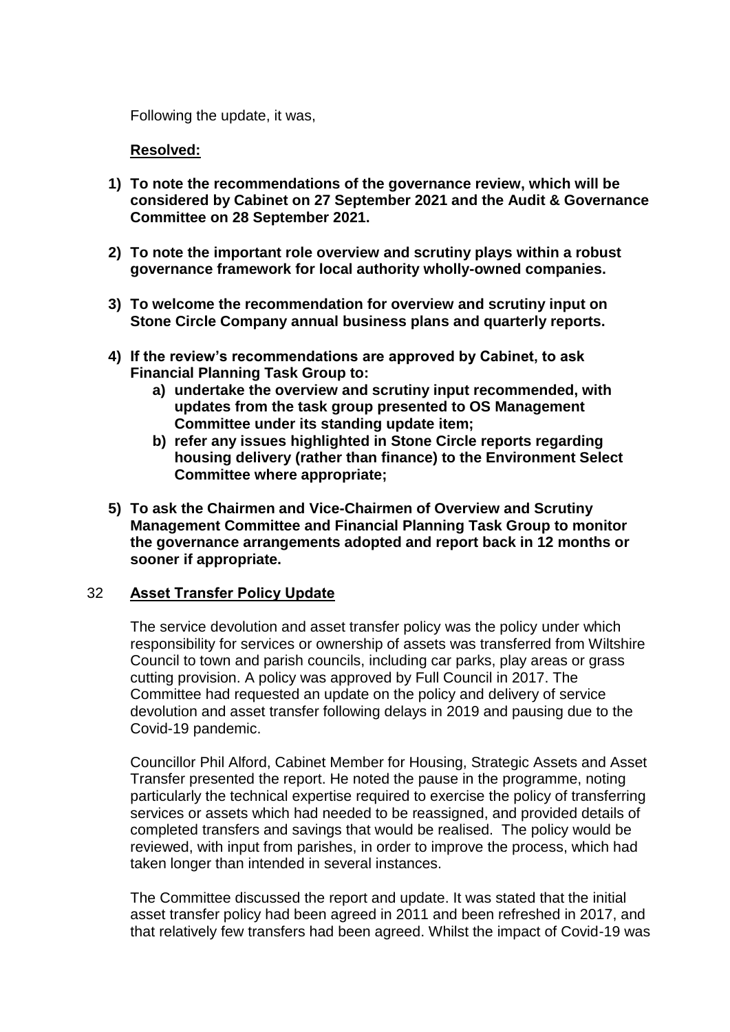Following the update, it was,

**Resolved:**

1) **To note the recommendations of the governance review, which will be considered by Cabinet on 27 September 2021 and the Audit & Governance Committee on 28 September 2021.**

2) **To note the important role overview and scrutiny plays within a robust governance framework for local authority wholly-owned companies.**

3) **To welcome the recommendation for overview and scrutiny input on Stone Circle Company annual business plans and quarterly reports.**

4) **If the review's recommendations are approved by Cabinet, to ask Financial Planning Task Group to:**
    a) **undertake the overview and scrutiny input recommended, with updates from the task group presented to OS Management Committee under its standing update item;**
    b) **refer any issues highlighted in Stone Circle reports regarding housing delivery (rather than finance) to the Environment Select Committee where appropriate;**

5) **To ask the Chairmen and Vice-Chairmen of Overview and Scrutiny Management Committee and Financial Planning Task Group to monitor the governance arrangements adopted and report back in 12 months or sooner if appropriate.**

## 32 Asset Transfer Policy Update

The service devolution and asset transfer policy was the policy under which responsibility for services or ownership of assets was transferred from Wiltshire Council to town and parish councils, including car parks, play areas or grass cutting provision. A policy was approved by Full Council in 2017. The Committee had requested an update on the policy and delivery of service devolution and asset transfer following delays in 2019 and pausing due to the Covid-19 pandemic.

Councillor Phil Alford, Cabinet Member for Housing, Strategic Assets and Asset Transfer presented the report. He noted the pause in the programme, noting particularly the technical expertise required to exercise the policy of transferring services or assets which had needed to be reassigned, and provided details of completed transfers and savings that would be realised. The policy would be reviewed, with input from parishes, in order to improve the process, which had taken longer than intended in several instances.

The Committee discussed the report and update. It was stated that the initial asset transfer policy had been agreed in 2011 and been refreshed in 2017, and that relatively few transfers had been agreed. Whilst the impact of Covid-19 was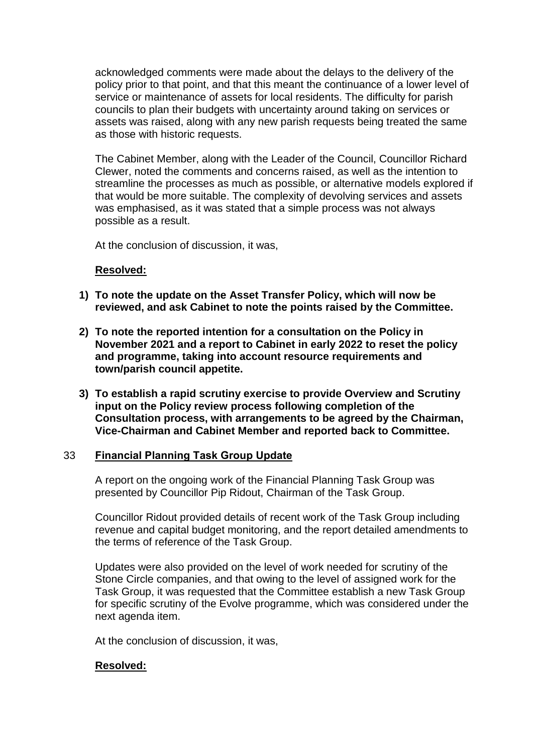acknowledged comments were made about the delays to the delivery of the policy prior to that point, and that this meant the continuance of a lower level of service or maintenance of assets for local residents. The difficulty for parish councils to plan their budgets with uncertainty around taking on services or assets was raised, along with any new parish requests being treated the same as those with historic requests.

The Cabinet Member, along with the Leader of the Council, Councillor Richard Clewer, noted the comments and concerns raised, as well as the intention to streamline the processes as much as possible, or alternative models explored if that would be more suitable. The complexity of devolving services and assets was emphasised, as it was stated that a simple process was not always possible as a result.

At the conclusion of discussion, it was,

**Resolved:**

1) **To note the update on the Asset Transfer Policy, which will now be reviewed, and ask Cabinet to note the points raised by the Committee.**

2) **To note the reported intention for a consultation on the Policy in November 2021 and a report to Cabinet in early 2022 to reset the policy and programme, taking into account resource requirements and town/parish council appetite.**

3) **To establish a rapid scrutiny exercise to provide Overview and Scrutiny input on the Policy review process following completion of the Consultation process, with arrangements to be agreed by the Chairman, Vice-Chairman and Cabinet Member and reported back to Committee.**

## 33 Financial Planning Task Group Update

A report on the ongoing work of the Financial Planning Task Group was presented by Councillor Pip Ridout, Chairman of the Task Group.

Councillor Ridout provided details of recent work of the Task Group including revenue and capital budget monitoring, and the report detailed amendments to the terms of reference of the Task Group.

Updates were also provided on the level of work needed for scrutiny of the Stone Circle companies, and that owing to the level of assigned work for the Task Group, it was requested that the Committee establish a new Task Group for specific scrutiny of the Evolve programme, which was considered under the next agenda item.

At the conclusion of discussion, it was,

**Resolved:**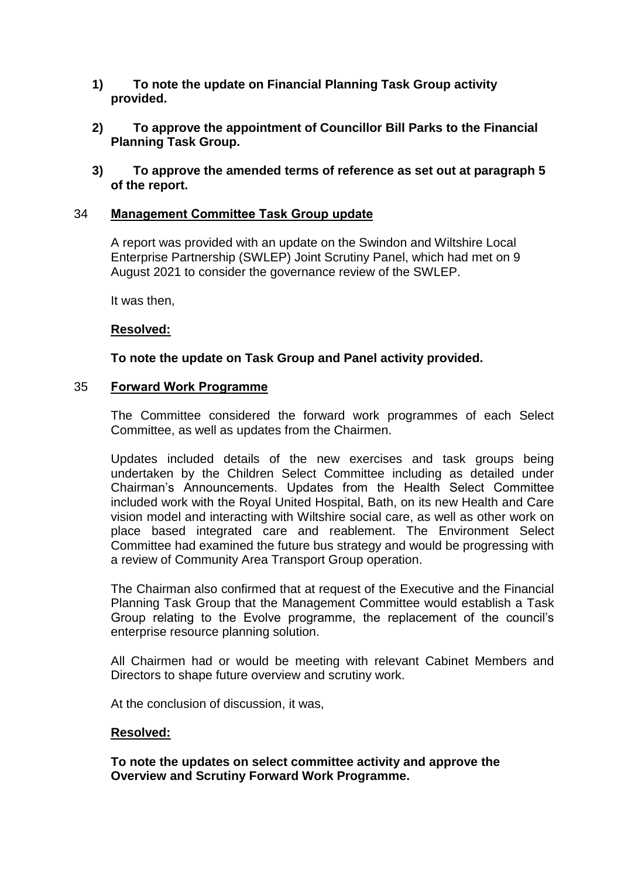**1) To note the update on Financial Planning Task Group activity provided.**

**2) To approve the appointment of Councillor Bill Parks to the Financial Planning Task Group.**

**3) To approve the amended terms of reference as set out at paragraph 5 of the report.**

## 34 Management Committee Task Group update

A report was provided with an update on the Swindon and Wiltshire Local Enterprise Partnership (SWLEP) Joint Scrutiny Panel, which had met on 9 August 2021 to consider the governance review of the SWLEP.

It was then,

**Resolved:**

**To note the update on Task Group and Panel activity provided.**

## 35 Forward Work Programme

The Committee considered the forward work programmes of each Select Committee, as well as updates from the Chairmen.

Updates included details of the new exercises and task groups being undertaken by the Children Select Committee including as detailed under Chairman's Announcements. Updates from the Health Select Committee included work with the Royal United Hospital, Bath, on its new Health and Care vision model and interacting with Wiltshire social care, as well as other work on place based integrated care and reablement. The Environment Select Committee had examined the future bus strategy and would be progressing with a review of Community Area Transport Group operation.

The Chairman also confirmed that at request of the Executive and the Financial Planning Task Group that the Management Committee would establish a Task Group relating to the Evolve programme, the replacement of the council's enterprise resource planning solution.

All Chairmen had or would be meeting with relevant Cabinet Members and Directors to shape future overview and scrutiny work.

At the conclusion of discussion, it was,

**Resolved:**

**To note the updates on select committee activity and approve the Overview and Scrutiny Forward Work Programme.**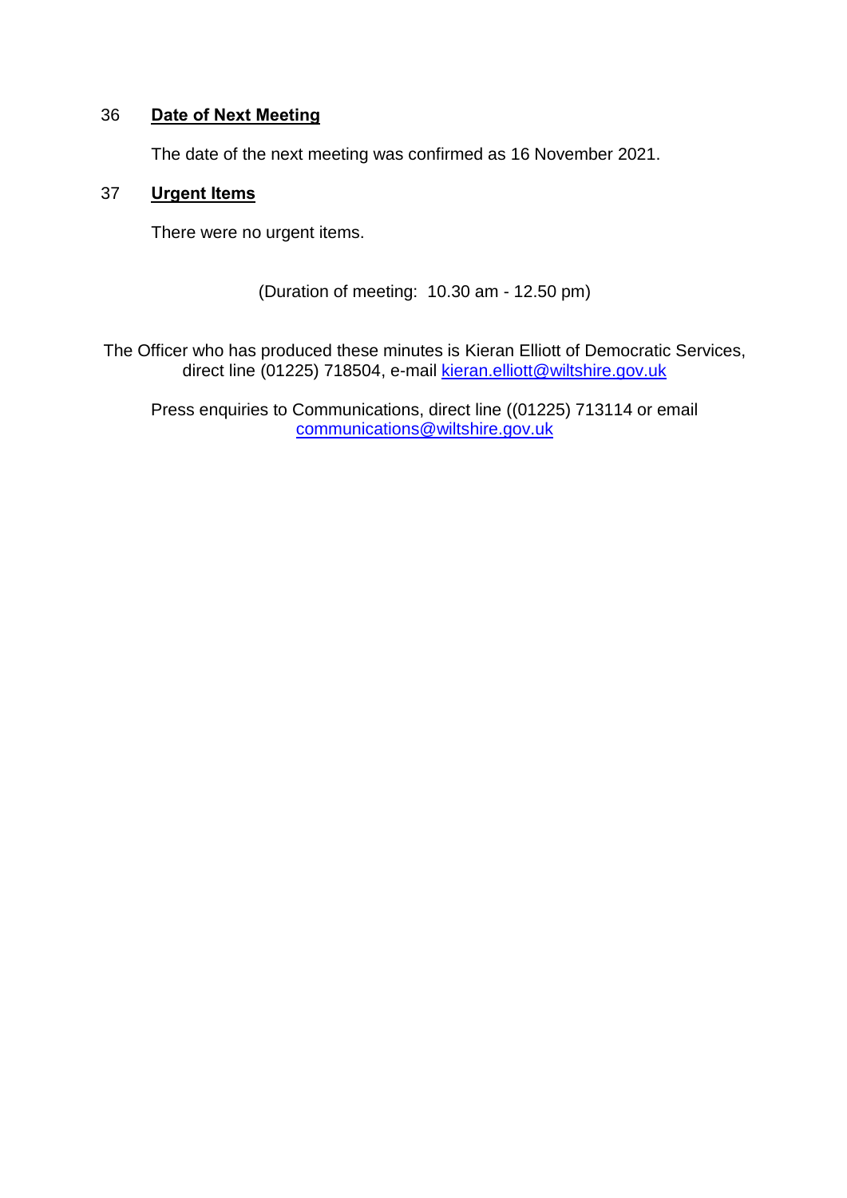## 36 **Date of Next Meeting**

The date of the next meeting was confirmed as 16 November 2021.

## 37 **Urgent Items**

There were no urgent items.

(Duration of meeting: 10.30 am - 12.50 pm)

The Officer who has produced these minutes is Kieran Elliott of Democratic Services, direct line (01225) 718504, e-mail kieran.elliott@wiltshire.gov.uk

Press enquiries to Communications, direct line ((01225) 713114 or email communications@wiltshire.gov.uk